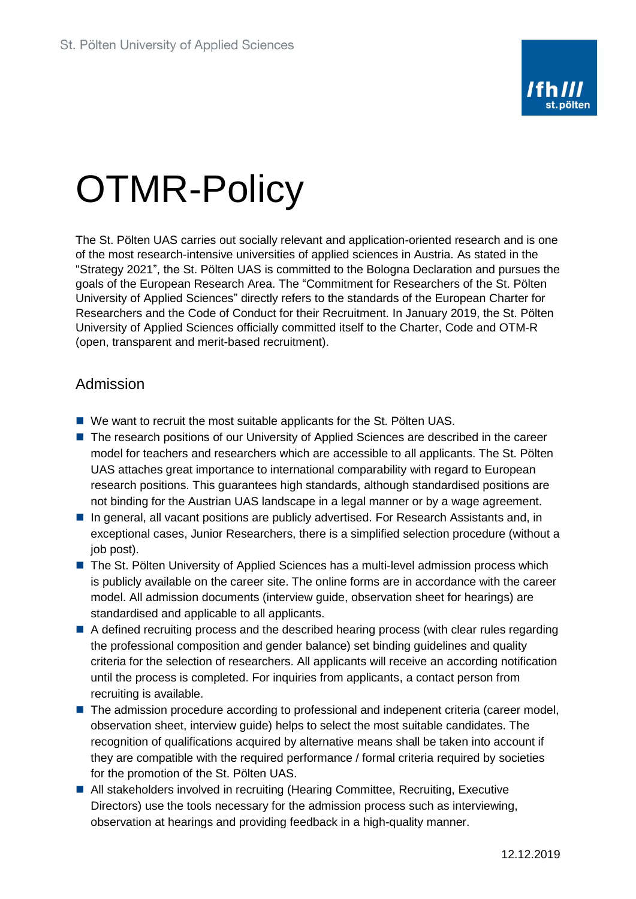# OTMR-Policy

The St. Pölten UAS carries out socially relevant and application-oriented research and is one of the most research-intensive universities of applied sciences in Austria. As stated in the "Strategy 2021", the St. Pölten UAS is committed to the Bologna Declaration and pursues the goals of the European Research Area. The "Commitment for Researchers of the St. Pölten University of Applied Sciences" directly refers to the standards of the European Charter for Researchers and the Code of Conduct for their Recruitment. In January 2019, the St. Pölten University of Applied Sciences officially committed itself to the Charter, Code and OTM-R (open, transparent and merit-based recruitment).

## Admission

- We want to recruit the most suitable applicants for the St. Pölten UAS.
- The research positions of our University of Applied Sciences are described in the career model for teachers and researchers which are accessible to all applicants. The St. Pölten UAS attaches great importance to international comparability with regard to European research positions. This guarantees high standards, although standardised positions are not binding for the Austrian UAS landscape in a legal manner or by a wage agreement.
- In general, all vacant positions are publicly advertised. For Research Assistants and, in exceptional cases, Junior Researchers, there is a simplified selection procedure (without a job post).
- The St. Pölten University of Applied Sciences has a multi-level admission process which is publicly available on the career site. The online forms are in accordance with the career model. All admission documents (interview guide, observation sheet for hearings) are standardised and applicable to all applicants.
- A defined recruiting process and the described hearing process (with clear rules regarding the professional composition and gender balance) set binding guidelines and quality criteria for the selection of researchers. All applicants will receive an according notification until the process is completed. For inquiries from applicants, a contact person from recruiting is available.
- The admission procedure according to professional and indepenent criteria (career model, observation sheet, interview guide) helps to select the most suitable candidates. The recognition of qualifications acquired by alternative means shall be taken into account if they are compatible with the required performance / formal criteria required by societies for the promotion of the St. Pölten UAS.
- All stakeholders involved in recruiting (Hearing Committee, Recruiting, Executive Directors) use the tools necessary for the admission process such as interviewing, observation at hearings and providing feedback in a high-quality manner.

12.12.2019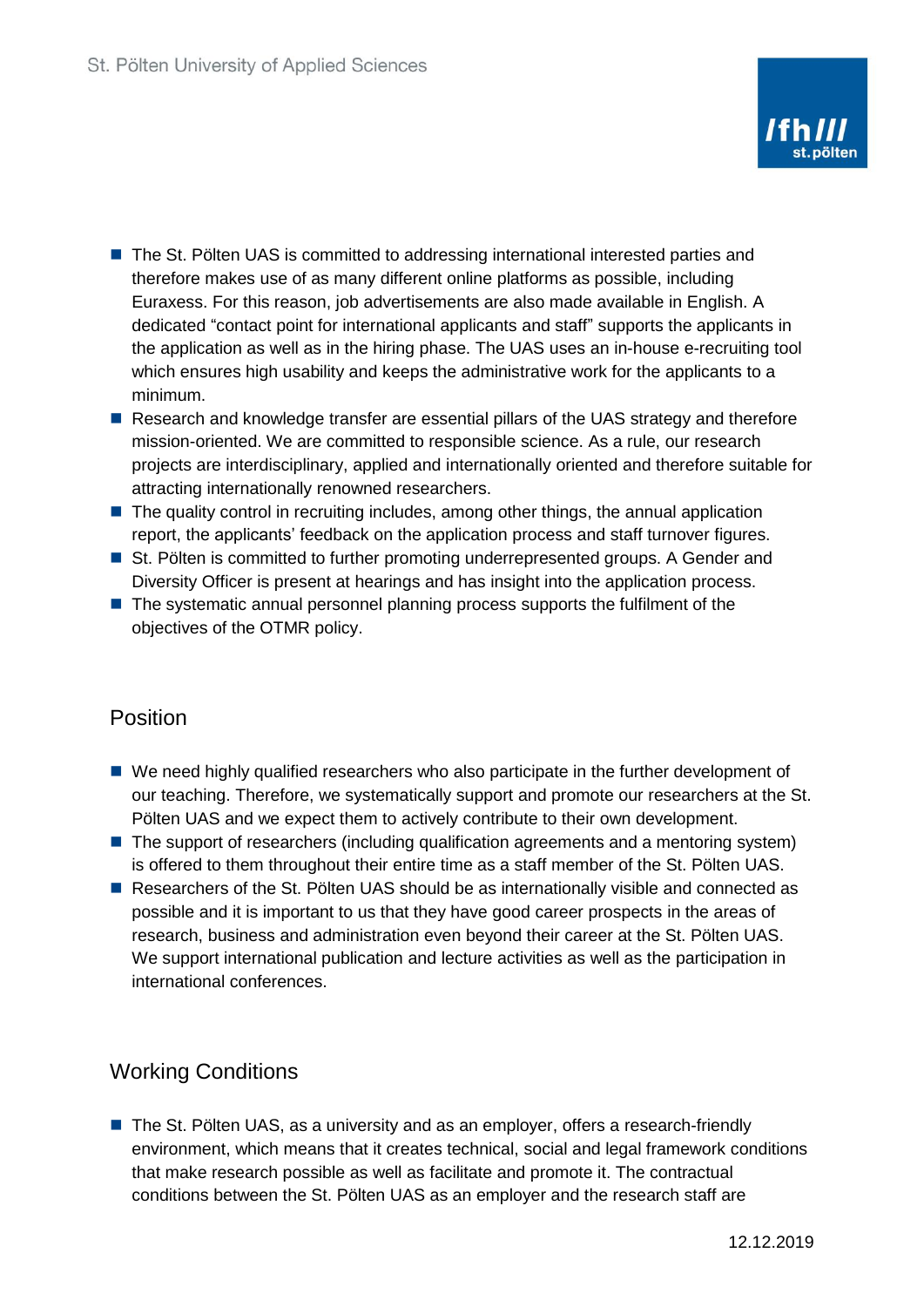- The St. Pölten UAS is committed to addressing international interested parties and therefore makes use of as many different online platforms as possible, including Euraxess. For this reason, job advertisements are also made available in English. A dedicated "contact point for international applicants and staff" supports the applicants in the application as well as in the hiring phase. The UAS uses an in-house e-recruiting tool which ensures high usability and keeps the administrative work for the applicants to a minimum.
- Research and knowledge transfer are essential pillars of the UAS strategy and therefore mission-oriented. We are committed to responsible science. As a rule, our research projects are interdisciplinary, applied and internationally oriented and therefore suitable for attracting internationally renowned researchers.
- The quality control in recruiting includes, among other things, the annual application report, the applicants' feedback on the application process and staff turnover figures.
- St. Pölten is committed to further promoting underrepresented groups. A Gender and Diversity Officer is present at hearings and has insight into the application process.
- The systematic annual personnel planning process supports the fulfilment of the objectives of the OTMR policy.

## Position

- We need highly qualified researchers who also participate in the further development of our teaching. Therefore, we systematically support and promote our researchers at the St. Pölten UAS and we expect them to actively contribute to their own development.
- The support of researchers (including qualification agreements and a mentoring system) is offered to them throughout their entire time as a staff member of the St. Pölten UAS.
- Researchers of the St. Pölten UAS should be as internationally visible and connected as possible and it is important to us that they have good career prospects in the areas of research, business and administration even beyond their career at the St. Pölten UAS. We support international publication and lecture activities as well as the participation in international conferences.

## Working Conditions

- The St. Pölten UAS, as a university and as an employer, offers a research-friendly environment, which means that it creates technical, social and legal framework conditions that make research possible as well as facilitate and promote it. The contractual conditions between the St. Pölten UAS as an employer and the research staff are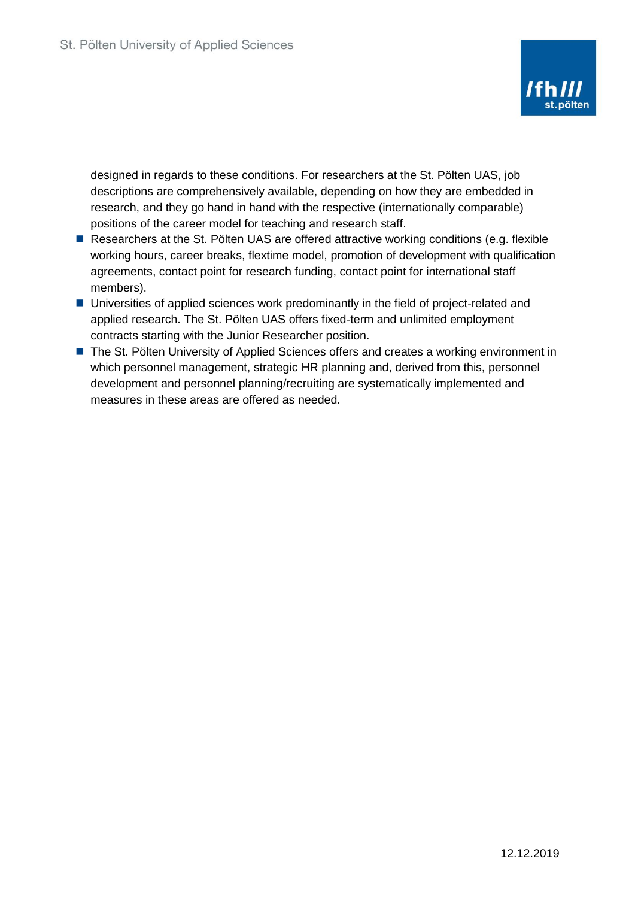designed in regards to these conditions. For researchers at the St. Pölten UAS, job descriptions are comprehensively available, depending on how they are embedded in research, and they go hand in hand with the respective (internationally comparable) positions of the career model for teaching and research staff.

- Researchers at the St. Pölten UAS are offered attractive working conditions (e.g. flexible working hours, career breaks, flextime model, promotion of development with qualification agreements, contact point for research funding, contact point for international staff members).
- Universities of applied sciences work predominantly in the field of project-related and applied research. The St. Pölten UAS offers fixed-term and unlimited employment contracts starting with the Junior Researcher position.
- The St. Pölten University of Applied Sciences offers and creates a working environment in which personnel management, strategic HR planning and, derived from this, personnel development and personnel planning/recruiting are systematically implemented and measures in these areas are offered as needed.